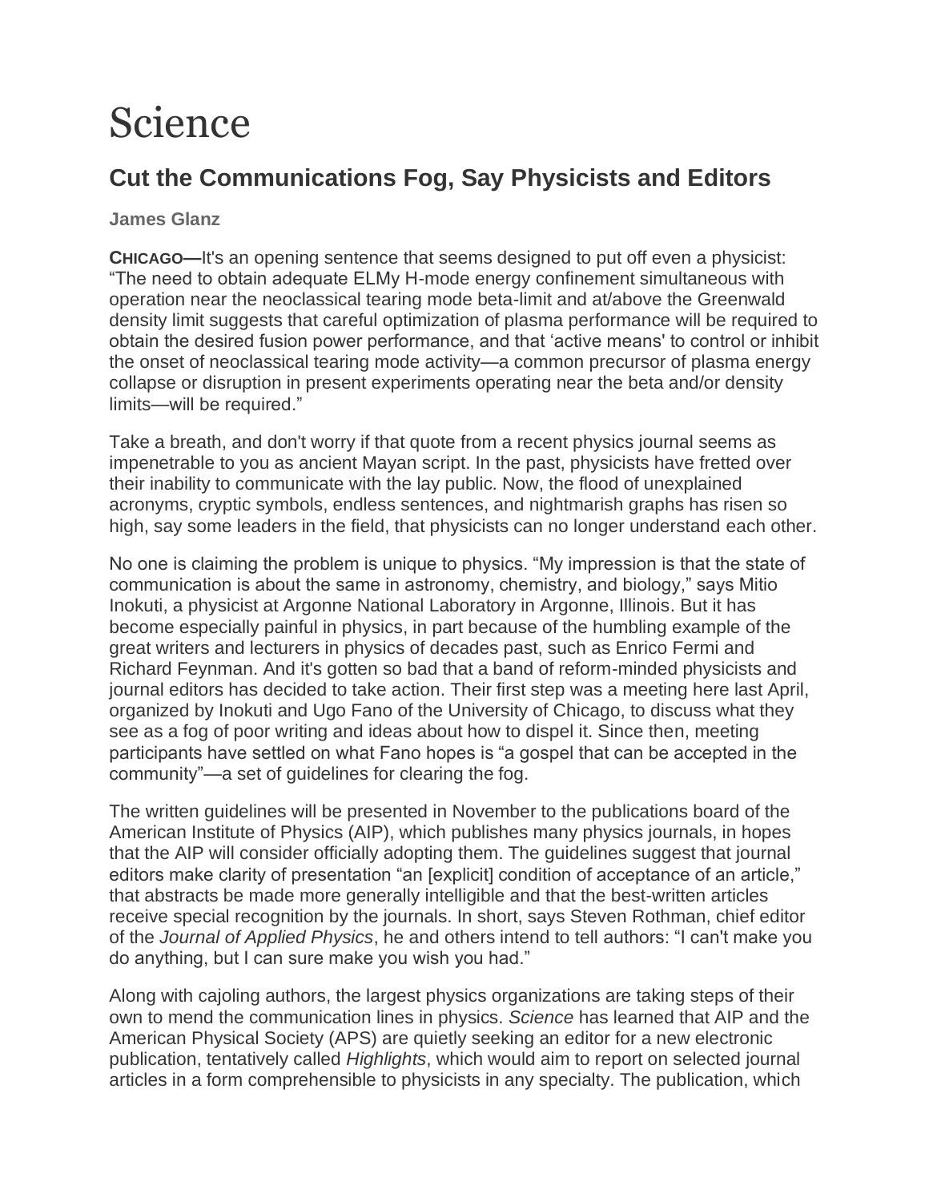# Science

## Cut the Communications Fog, Say Physicists and Editors

**James Glanz**

**CHICAGO—**It's an opening sentence that seems designed to put off even a physicist: "The need to obtain adequate ELMy H-mode energy confinement simultaneous with operation near the neoclassical tearing mode beta-limit and at/above the Greenwald density limit suggests that careful optimization of plasma performance will be required to obtain the desired fusion power performance, and that 'active means' to control or inhibit the onset of neoclassical tearing mode activity—a common precursor of plasma energy collapse or disruption in present experiments operating near the beta and/or density limits—will be required."

Take a breath, and don't worry if that quote from a recent physics journal seems as impenetrable to you as ancient Mayan script. In the past, physicists have fretted over their inability to communicate with the lay public. Now, the flood of unexplained acronyms, cryptic symbols, endless sentences, and nightmarish graphs has risen so high, say some leaders in the field, that physicists can no longer understand each other.

No one is claiming the problem is unique to physics. "My impression is that the state of communication is about the same in astronomy, chemistry, and biology," says Mitio Inokuti, a physicist at Argonne National Laboratory in Argonne, Illinois. But it has become especially painful in physics, in part because of the humbling example of the great writers and lecturers in physics of decades past, such as Enrico Fermi and Richard Feynman. And it's gotten so bad that a band of reform-minded physicists and journal editors has decided to take action. Their first step was a meeting here last April, organized by Inokuti and Ugo Fano of the University of Chicago, to discuss what they see as a fog of poor writing and ideas about how to dispel it. Since then, meeting participants have settled on what Fano hopes is "a gospel that can be accepted in the community"—a set of guidelines for clearing the fog.

The written guidelines will be presented in November to the publications board of the American Institute of Physics (AIP), which publishes many physics journals, in hopes that the AIP will consider officially adopting them. The guidelines suggest that journal editors make clarity of presentation "an [explicit] condition of acceptance of an article," that abstracts be made more generally intelligible and that the best-written articles receive special recognition by the journals. In short, says Steven Rothman, chief editor of the *Journal of Applied Physics*, he and others intend to tell authors: "I can't make you do anything, but I can sure make you wish you had."

Along with cajoling authors, the largest physics organizations are taking steps of their own to mend the communication lines in physics. *Science* has learned that AIP and the American Physical Society (APS) are quietly seeking an editor for a new electronic publication, tentatively called *Highlights*, which would aim to report on selected journal articles in a form comprehensible to physicists in any specialty. The publication, which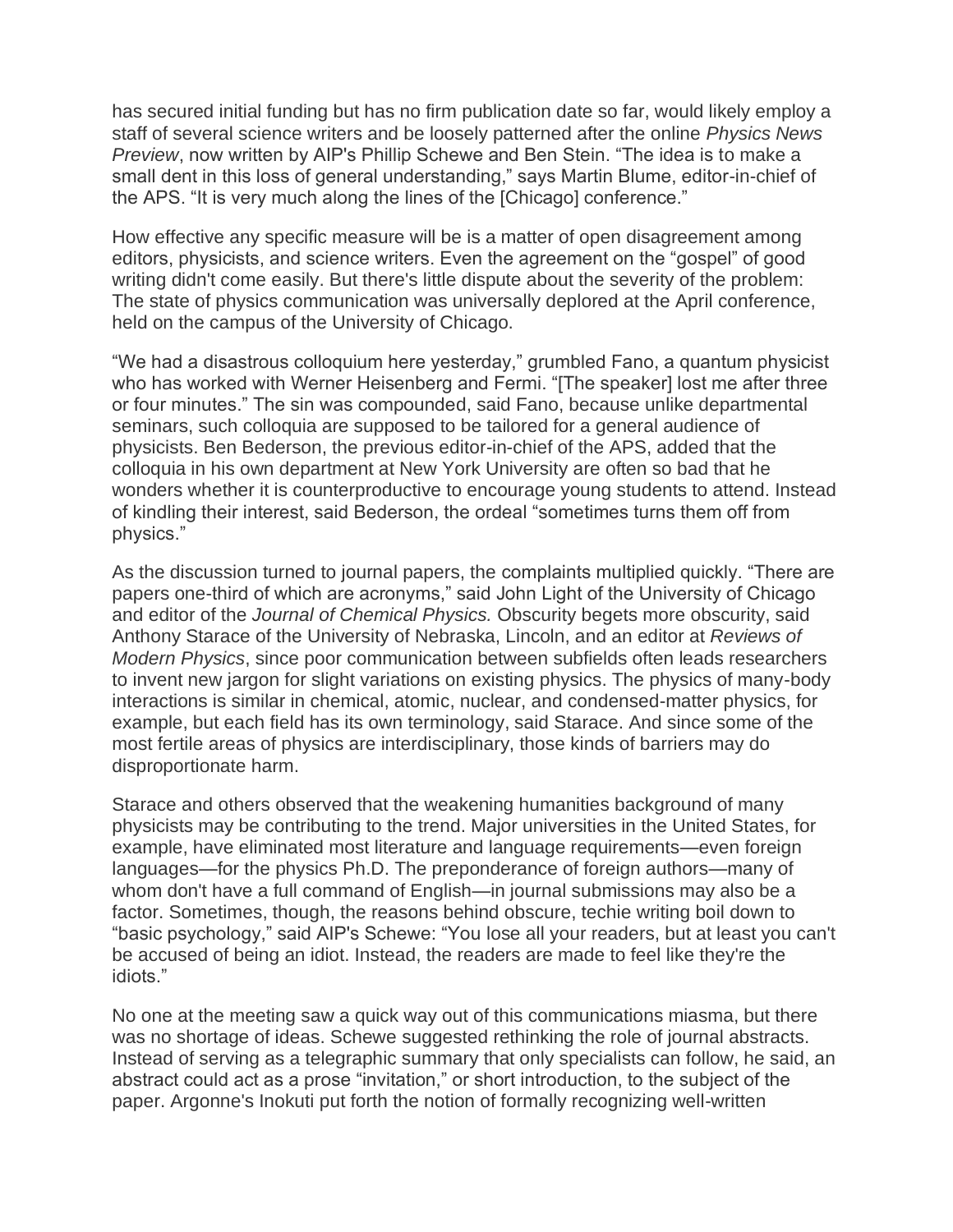has secured initial funding but has no firm publication date so far, would likely employ a staff of several science writers and be loosely patterned after the online *Physics News Preview*, now written by AIP's Phillip Schewe and Ben Stein. “The idea is to make a small dent in this loss of general understanding,” says Martin Blume, editor-in-chief of the APS. “It is very much along the lines of the [Chicago] conference.”

How effective any specific measure will be is a matter of open disagreement among editors, physicists, and science writers. Even the agreement on the “gospel” of good writing didn't come easily. But there's little dispute about the severity of the problem: The state of physics communication was universally deplored at the April conference, held on the campus of the University of Chicago.

“We had a disastrous colloquium here yesterday,” grumbled Fano, a quantum physicist who has worked with Werner Heisenberg and Fermi. “[The speaker] lost me after three or four minutes.” The sin was compounded, said Fano, because unlike departmental seminars, such colloquia are supposed to be tailored for a general audience of physicists. Ben Bederson, the previous editor-in-chief of the APS, added that the colloquia in his own department at New York University are often so bad that he wonders whether it is counterproductive to encourage young students to attend. Instead of kindling their interest, said Bederson, the ordeal “sometimes turns them off from physics.”

As the discussion turned to journal papers, the complaints multiplied quickly. “There are papers one-third of which are acronyms,” said John Light of the University of Chicago and editor of the *Journal of Chemical Physics.* Obscurity begets more obscurity, said Anthony Starace of the University of Nebraska, Lincoln, and an editor at *Reviews of Modern Physics*, since poor communication between subfields often leads researchers to invent new jargon for slight variations on existing physics. The physics of many-body interactions is similar in chemical, atomic, nuclear, and condensed-matter physics, for example, but each field has its own terminology, said Starace. And since some of the most fertile areas of physics are interdisciplinary, those kinds of barriers may do disproportionate harm.

Starace and others observed that the weakening humanities background of many physicists may be contributing to the trend. Major universities in the United States, for example, have eliminated most literature and language requirements—even foreign languages—for the physics Ph.D. The preponderance of foreign authors—many of whom don't have a full command of English—in journal submissions may also be a factor. Sometimes, though, the reasons behind obscure, techie writing boil down to “basic psychology,” said AIP's Schewe: “You lose all your readers, but at least you can't be accused of being an idiot. Instead, the readers are made to feel like they're the idiots.”

No one at the meeting saw a quick way out of this communications miasma, but there was no shortage of ideas. Schewe suggested rethinking the role of journal abstracts. Instead of serving as a telegraphic summary that only specialists can follow, he said, an abstract could act as a prose “invitation,” or short introduction, to the subject of the paper. Argonne's Inokuti put forth the notion of formally recognizing well-written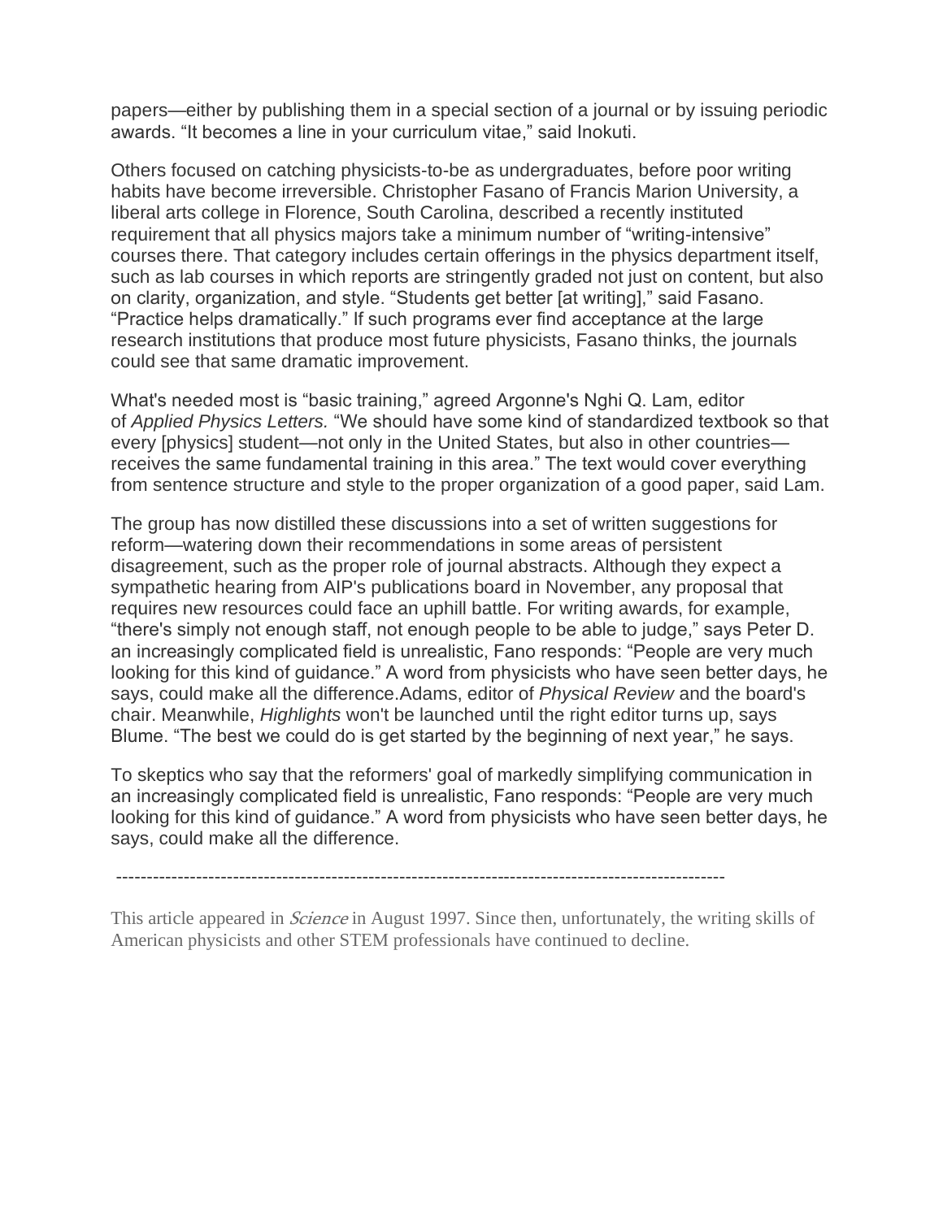papers—either by publishing them in a special section of a journal or by issuing periodic awards. "It becomes a line in your curriculum vitae," said Inokuti.

Others focused on catching physicists-to-be as undergraduates, before poor writing habits have become irreversible. Christopher Fasano of Francis Marion University, a liberal arts college in Florence, South Carolina, described a recently instituted requirement that all physics majors take a minimum number of "writing-intensive" courses there. That category includes certain offerings in the physics department itself, such as lab courses in which reports are stringently graded not just on content, but also on clarity, organization, and style. "Students get better [at writing]," said Fasano. "Practice helps dramatically." If such programs ever find acceptance at the large research institutions that produce most future physicists, Fasano thinks, the journals could see that same dramatic improvement.

What's needed most is "basic training," agreed Argonne's Nghi Q. Lam, editor of *Applied Physics Letters.* "We should have some kind of standardized textbook so that every [physics] student—not only in the United States, but also in other countries—receives the same fundamental training in this area." The text would cover everything from sentence structure and style to the proper organization of a good paper, said Lam.

The group has now distilled these discussions into a set of written suggestions for reform—watering down their recommendations in some areas of persistent disagreement, such as the proper role of journal abstracts. Although they expect a sympathetic hearing from AIP's publications board in November, any proposal that requires new resources could face an uphill battle. For writing awards, for example, "there's simply not enough staff, not enough people to be able to judge," says Peter D. an increasingly complicated field is unrealistic, Fano responds: "People are very much looking for this kind of guidance." A word from physicists who have seen better days, he says, could make all the difference.Adams, editor of *Physical Review* and the board's chair. Meanwhile, *Highlights* won't be launched until the right editor turns up, says Blume. "The best we could do is get started by the beginning of next year," he says.

To skeptics who say that the reformers' goal of markedly simplifying communication in an increasingly complicated field is unrealistic, Fano responds: "People are very much looking for this kind of guidance." A word from physicists who have seen better days, he says, could make all the difference.

---

This article appeared in *Science* in August 1997. Since then, unfortunately, the writing skills of American physicists and other STEM professionals have continued to decline.